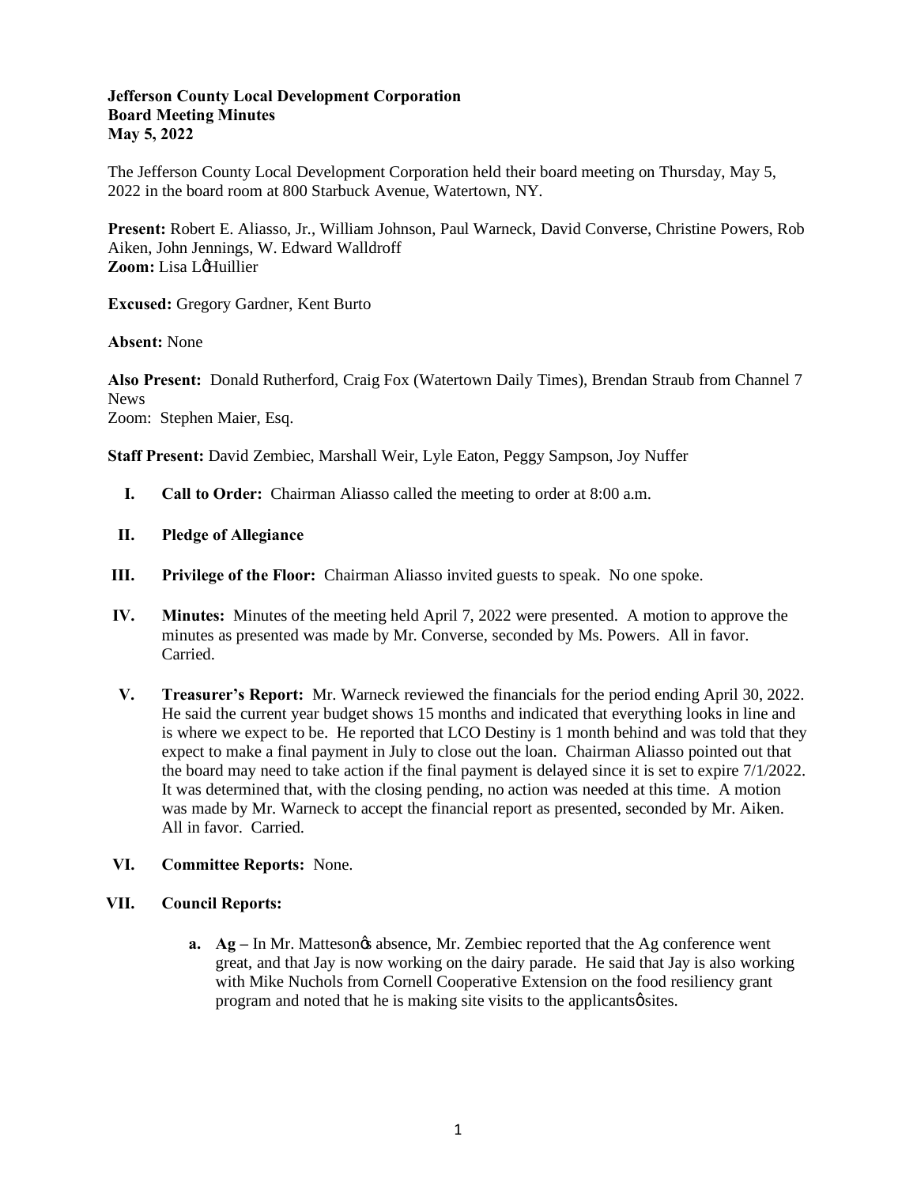**Jefferson County Local Development Corporation**
**Board Meeting Minutes**
**May 5, 2022**

The Jefferson County Local Development Corporation held their board meeting on Thursday, May 5, 2022 in the board room at 800 Starbuck Avenue, Watertown, NY.

**Present:** Robert E. Aliasso, Jr., William Johnson, Paul Warneck, David Converse, Christine Powers, Rob Aiken, John Jennings, W. Edward Walldroff
**Zoom:** Lisa L'Huillier

**Excused:** Gregory Gardner, Kent Burto

**Absent:** None

**Also Present:** Donald Rutherford, Craig Fox (Watertown Daily Times), Brendan Straub from Channel 7 News
Zoom: Stephen Maier, Esq.

**Staff Present:** David Zembiec, Marshall Weir, Lyle Eaton, Peggy Sampson, Joy Nuffer

I. **Call to Order:** Chairman Aliasso called the meeting to order at 8:00 a.m.

II. **Pledge of Allegiance**

III. **Privilege of the Floor:** Chairman Aliasso invited guests to speak. No one spoke.

IV. **Minutes:** Minutes of the meeting held April 7, 2022 were presented. A motion to approve the minutes as presented was made by Mr. Converse, seconded by Ms. Powers. All in favor. Carried.

V. **Treasurer's Report:** Mr. Warneck reviewed the financials for the period ending April 30, 2022. He said the current year budget shows 15 months and indicated that everything looks in line and is where we expect to be. He reported that LCO Destiny is 1 month behind and was told that they expect to make a final payment in July to close out the loan. Chairman Aliasso pointed out that the board may need to take action if the final payment is delayed since it is set to expire 7/1/2022. It was determined that, with the closing pending, no action was needed at this time. A motion was made by Mr. Warneck to accept the financial report as presented, seconded by Mr. Aiken. All in favor. Carried.

VI. **Committee Reports:** None.

VII. **Council Reports:**

   a. **Ag –** In Mr. Matteson's absence, Mr. Zembiec reported that the Ag conference went great, and that Jay is now working on the dairy parade. He said that Jay is also working with Mike Nuchols from Cornell Cooperative Extension on the food resiliency grant program and noted that he is making site visits to the applicants' sites.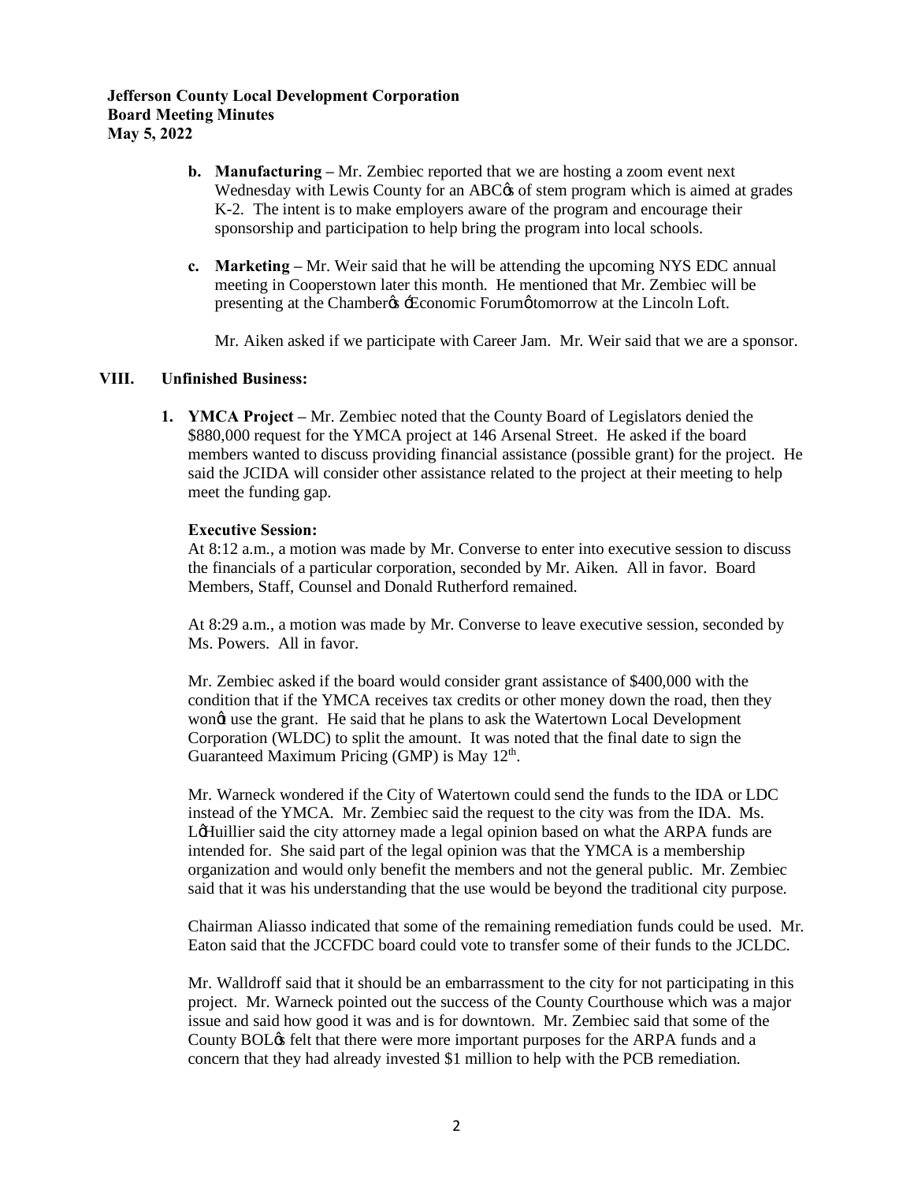**Jefferson County Local Development Corporation**
**Board Meeting Minutes**
**May 5, 2022**

**b. Manufacturing –** Mr. Zembiec reported that we are hosting a zoom event next Wednesday with Lewis County for an ABC's of stem program which is aimed at grades K-2. The intent is to make employers aware of the program and encourage their sponsorship and participation to help bring the program into local schools.

**c. Marketing –** Mr. Weir said that he will be attending the upcoming NYS EDC annual meeting in Cooperstown later this month. He mentioned that Mr. Zembiec will be presenting at the Chamber's 'Economic Forum' tomorrow at the Lincoln Loft.

Mr. Aiken asked if we participate with Career Jam. Mr. Weir said that we are a sponsor.

## VIII. Unfinished Business:

**1. YMCA Project –** Mr. Zembiec noted that the County Board of Legislators denied the \$880,000 request for the YMCA project at 146 Arsenal Street. He asked if the board members wanted to discuss providing financial assistance (possible grant) for the project. He said the JCIDA will consider other assistance related to the project at their meeting to help meet the funding gap.

**Executive Session:**
At 8:12 a.m., a motion was made by Mr. Converse to enter into executive session to discuss the financials of a particular corporation, seconded by Mr. Aiken. All in favor. Board Members, Staff, Counsel and Donald Rutherford remained.

At 8:29 a.m., a motion was made by Mr. Converse to leave executive session, seconded by Ms. Powers. All in favor.

Mr. Zembiec asked if the board would consider grant assistance of \$400,000 with the condition that if the YMCA receives tax credits or other money down the road, then they won't use the grant. He said that he plans to ask the Watertown Local Development Corporation (WLDC) to split the amount. It was noted that the final date to sign the Guaranteed Maximum Pricing (GMP) is May 12th.

Mr. Warneck wondered if the City of Watertown could send the funds to the IDA or LDC instead of the YMCA. Mr. Zembiec said the request to the city was from the IDA. Ms. L'Huillier said the city attorney made a legal opinion based on what the ARPA funds are intended for. She said part of the legal opinion was that the YMCA is a membership organization and would only benefit the members and not the general public. Mr. Zembiec said that it was his understanding that the use would be beyond the traditional city purpose.

Chairman Aliasso indicated that some of the remaining remediation funds could be used. Mr. Eaton said that the JCCFDC board could vote to transfer some of their funds to the JCLDC.

Mr. Walldroff said that it should be an embarrassment to the city for not participating in this project. Mr. Warneck pointed out the success of the County Courthouse which was a major issue and said how good it was and is for downtown. Mr. Zembiec said that some of the County BOL's felt that there were more important purposes for the ARPA funds and a concern that they had already invested \$1 million to help with the PCB remediation.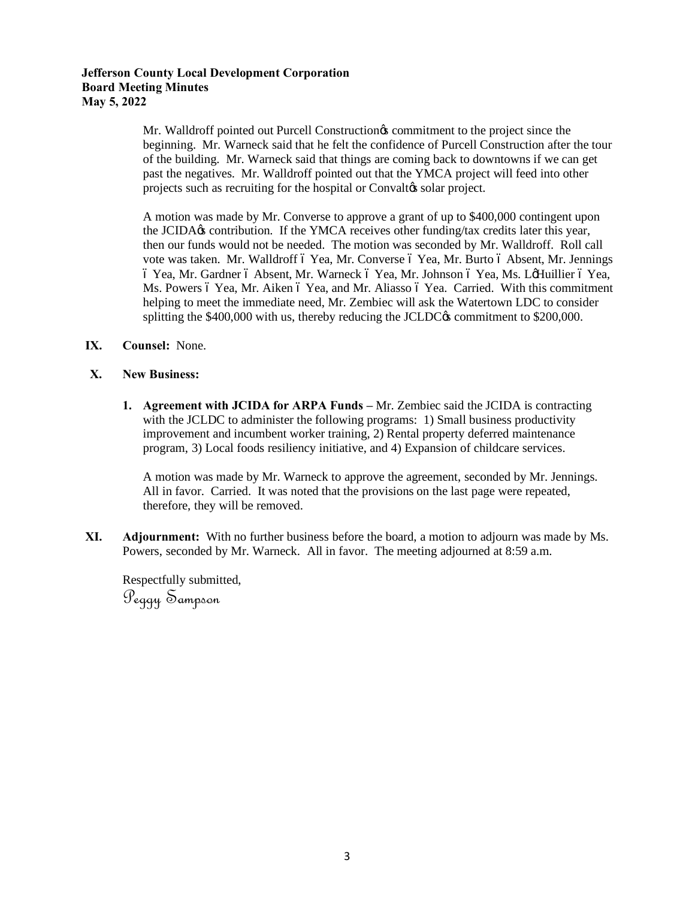Mr. Walldroff pointed out Purcell Construction's commitment to the project since the beginning. Mr. Warneck said that he felt the confidence of Purcell Construction after the tour of the building. Mr. Warneck said that things are coming back to downtowns if we can get past the negatives. Mr. Walldroff pointed out that the YMCA project will feed into other projects such as recruiting for the hospital or Convalt's solar project.

A motion was made by Mr. Converse to approve a grant of up to $400,000 contingent upon the JCIDA's contribution. If the YMCA receives other funding/tax credits later this year, then our funds would not be needed. The motion was seconded by Mr. Walldroff. Roll call vote was taken. Mr. Walldroff – Yea, Mr. Converse – Yea, Mr. Burto – Absent, Mr. Jennings – Yea, Mr. Gardner – Absent, Mr. Warneck – Yea, Mr. Johnson – Yea, Ms. L'Huillier – Yea, Ms. Powers – Yea, Mr. Aiken – Yea, and Mr. Aliasso – Yea. Carried. With this commitment helping to meet the immediate need, Mr. Zembiec will ask the Watertown LDC to consider splitting the $400,000 with us, thereby reducing the JCLDC's commitment to $200,000.

**IX. Counsel:** None.

**X. New Business:**

1. **Agreement with JCIDA for ARPA Funds –** Mr. Zembiec said the JCIDA is contracting with the JCLDC to administer the following programs: 1) Small business productivity improvement and incumbent worker training, 2) Rental property deferred maintenance program, 3) Local foods resiliency initiative, and 4) Expansion of childcare services.

   A motion was made by Mr. Warneck to approve the agreement, seconded by Mr. Jennings. All in favor. Carried. It was noted that the provisions on the last page were repeated, therefore, they will be removed.

**XI. Adjournment:** With no further business before the board, a motion to adjourn was made by Ms. Powers, seconded by Mr. Warneck. All in favor. The meeting adjourned at 8:59 a.m.

Respectfully submitted,

Peggy Sampson